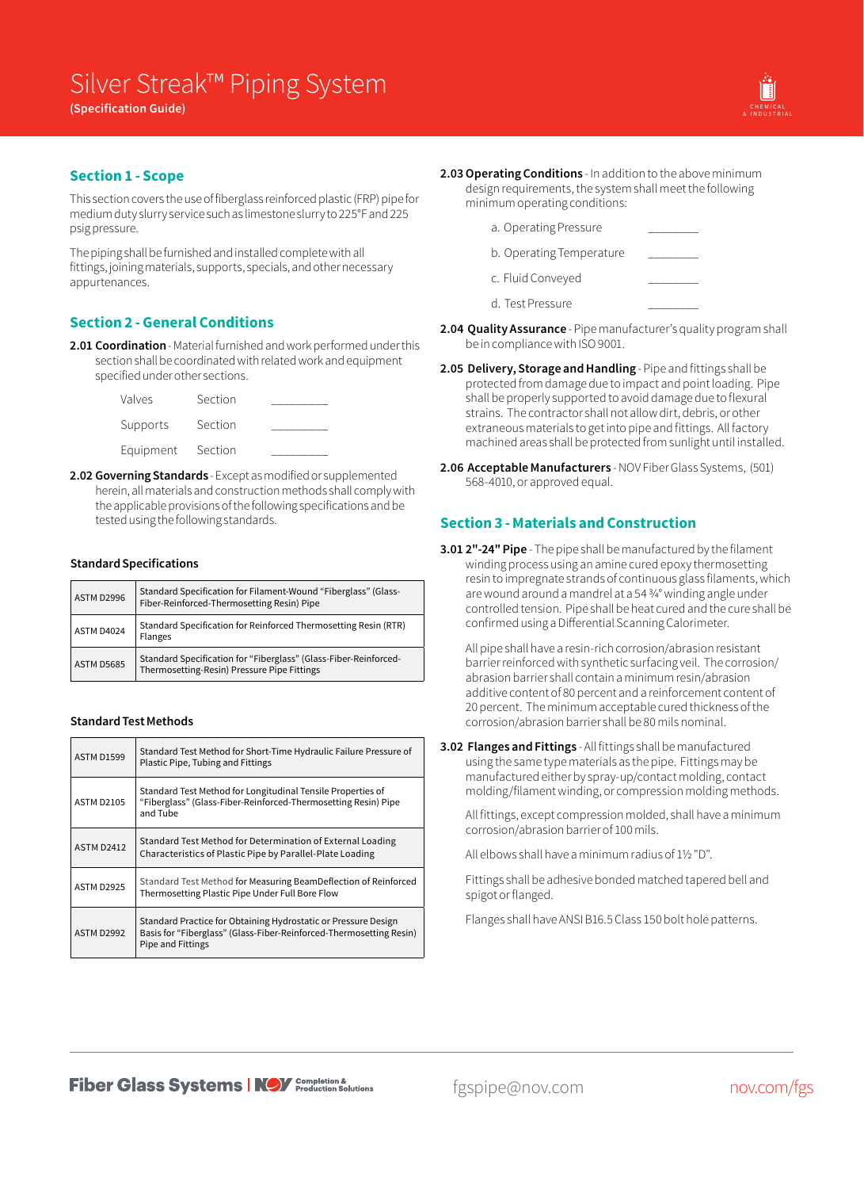# Silver Streak™ Piping System

**(Specification Guide)**

## Section 1 - Scope

This section covers the use of fiberglass reinforced plastic (FRP) pipe for medium duty slurry service such as limestone slurry to 225°F and 225 psig pressure.

The piping shall be furnished and installed complete with all fittings, joining materials, supports, specials, and other necessary appurtenances.

## Section 2 - General Conditions

**2.01 Coordination** - Material furnished and work performed under this section shall be coordinated with related work and equipment specified under other sections.

| | | |
|---|---|---|
| Valves | Section | _________ |
| Supports | Section | _________ |
| Equipment | Section | _________ |

**2.02 Governing Standards** - Except as modified or supplemented herein, all materials and construction methods shall comply with the applicable provisions of the following specifications and be tested using the following standards.

### Standard Specifications

| | |
|---|---|
| ASTM D2996 | Standard Specification for Filament-Wound "Fiberglass" (Glass-Fiber-Reinforced-Thermosetting Resin) Pipe |
| ASTM D4024 | Standard Specification for Reinforced Thermosetting Resin (RTR) Flanges |
| ASTM D5685 | Standard Specification for "Fiberglass" (Glass-Fiber-Reinforced-Thermosetting-Resin) Pressure Pipe Fittings |

### Standard Test Methods

| | |
|---|---|
| ASTM D1599 | Standard Test Method for Short-Time Hydraulic Failure Pressure of Plastic Pipe, Tubing and Fittings |
| ASTM D2105 | Standard Test Method for Longitudinal Tensile Properties of "Fiberglass" (Glass-Fiber-Reinforced-Thermosetting Resin) Pipe and Tube |
| ASTM D2412 | Standard Test Method for Determination of External Loading Characteristics of Plastic Pipe by Parallel-Plate Loading |
| ASTM D2925 | Standard Test Method for Measuring BeamDeflection of Reinforced Thermosetting Plastic Pipe Under Full Bore Flow |
| ASTM D2992 | Standard Practice for Obtaining Hydrostatic or Pressure Design Basis for "Fiberglass" (Glass-Fiber-Reinforced-Thermosetting Resin) Pipe and Fittings |

**2.03 Operating Conditions** - In addition to the above minimum design requirements, the system shall meet the following minimum operating conditions:

a. Operating Pressure ________

b. Operating Temperature ________

c. Fluid Conveyed ________

d. Test Pressure ________

**2.04 Quality Assurance** - Pipe manufacturer's quality program shall be in compliance with ISO 9001.

**2.05 Delivery, Storage and Handling** - Pipe and fittings shall be protected from damage due to impact and point loading. Pipe shall be properly supported to avoid damage due to flexural strains. The contractor shall not allow dirt, debris, or other extraneous materials to get into pipe and fittings. All factory machined areas shall be protected from sunlight until installed.

**2.06 Acceptable Manufacturers** - NOV Fiber Glass Systems, (501) 568-4010, or approved equal.

## Section 3 - Materials and Construction

**3.01 2"-24" Pipe** - The pipe shall be manufactured by the filament winding process using an amine cured epoxy thermosetting resin to impregnate strands of continuous glass filaments, which are wound around a mandrel at a 54 ¾° winding angle under controlled tension. Pipe shall be heat cured and the cure shall be confirmed using a Differential Scanning Calorimeter.

All pipe shall have a resin-rich corrosion/abrasion resistant barrier reinforced with synthetic surfacing veil. The corrosion/abrasion barrier shall contain a minimum resin/abrasion additive content of 80 percent and a reinforcement content of 20 percent. The minimum acceptable cured thickness of the corrosion/abrasion barrier shall be 80 mils nominal.

**3.02 Flanges and Fittings** - All fittings shall be manufactured using the same type materials as the pipe. Fittings may be manufactured either by spray-up/contact molding, contact molding/filament winding, or compression molding methods.

All fittings, except compression molded, shall have a minimum corrosion/abrasion barrier of 100 mils.

All elbows shall have a minimum radius of 1½ "D".

Fittings shall be adhesive bonded matched tapered bell and spigot or flanged.

Flanges shall have ANSI B16.5 Class 150 bolt hole patterns.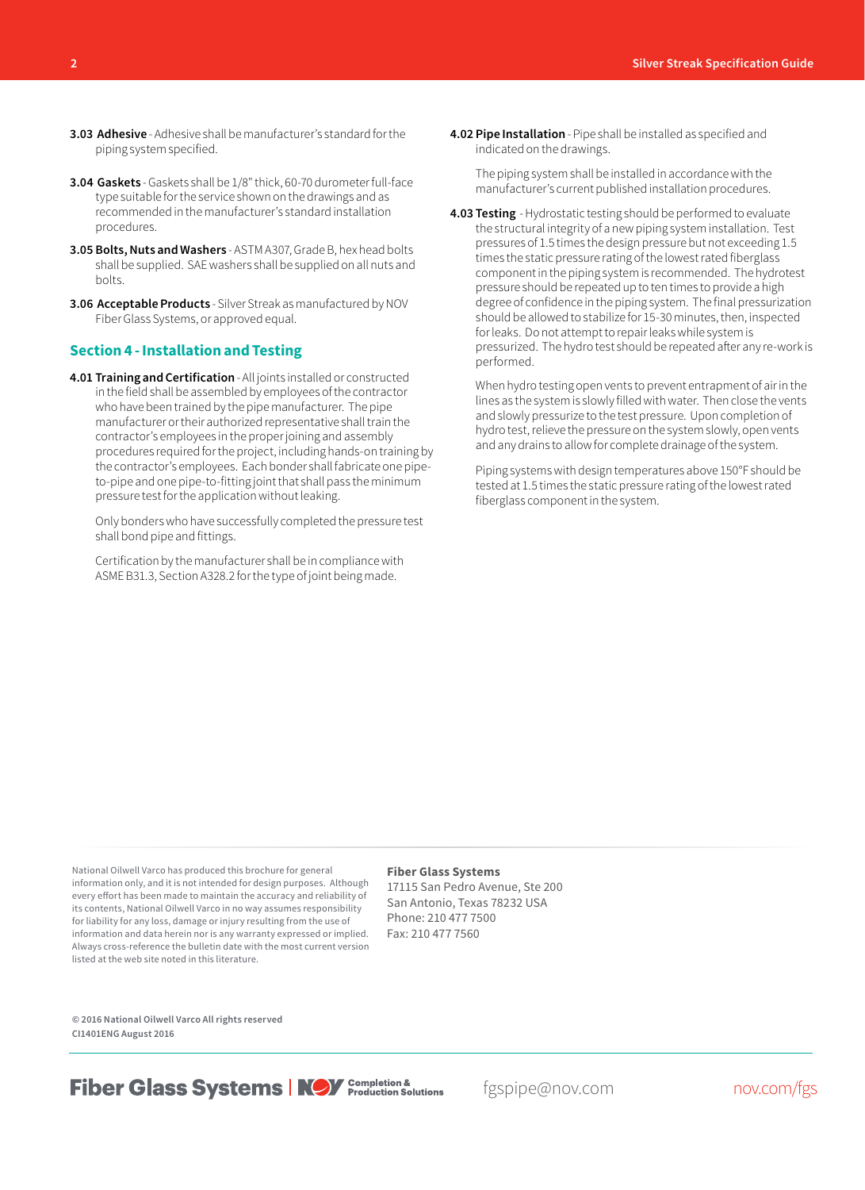**3.03 Adhesive** - Adhesive shall be manufacturer's standard for the piping system specified.

**3.04 Gaskets** - Gaskets shall be 1/8" thick, 60-70 durometer full-face type suitable for the service shown on the drawings and as recommended in the manufacturer's standard installation procedures.

**3.05 Bolts, Nuts and Washers** - ASTM A307, Grade B, hex head bolts shall be supplied. SAE washers shall be supplied on all nuts and bolts.

**3.06 Acceptable Products** - Silver Streak as manufactured by NOV Fiber Glass Systems, or approved equal.

## Section 4 - Installation and Testing

**4.01 Training and Certification** - All joints installed or constructed in the field shall be assembled by employees of the contractor who have been trained by the pipe manufacturer. The pipe manufacturer or their authorized representative shall train the contractor's employees in the proper joining and assembly procedures required for the project, including hands-on training by the contractor's employees. Each bonder shall fabricate one pipe-to-pipe and one pipe-to-fitting joint that shall pass the minimum pressure test for the application without leaking.

Only bonders who have successfully completed the pressure test shall bond pipe and fittings.

Certification by the manufacturer shall be in compliance with ASME B31.3, Section A328.2 for the type of joint being made.

**4.02 Pipe Installation** - Pipe shall be installed as specified and indicated on the drawings.

The piping system shall be installed in accordance with the manufacturer's current published installation procedures.

**4.03 Testing** - Hydrostatic testing should be performed to evaluate the structural integrity of a new piping system installation. Test pressures of 1.5 times the design pressure but not exceeding 1.5 times the static pressure rating of the lowest rated fiberglass component in the piping system is recommended. The hydrotest pressure should be repeated up to ten times to provide a high degree of confidence in the piping system. The final pressurization should be allowed to stabilize for 15-30 minutes, then, inspected for leaks. Do not attempt to repair leaks while system is pressurized. The hydro test should be repeated after any re-work is performed.

When hydro testing open vents to prevent entrapment of air in the lines as the system is slowly filled with water. Then close the vents and slowly pressurize to the test pressure. Upon completion of hydro test, relieve the pressure on the system slowly, open vents and any drains to allow for complete drainage of the system.

Piping systems with design temperatures above 150°F should be tested at 1.5 times the static pressure rating of the lowest rated fiberglass component in the system.

National Oilwell Varco has produced this brochure for general information only, and it is not intended for design purposes. Although every effort has been made to maintain the accuracy and reliability of its contents, National Oilwell Varco in no way assumes responsibility for liability for any loss, damage or injury resulting from the use of information and data herein nor is any warranty expressed or implied. Always cross-reference the bulletin date with the most current version listed at the web site noted in this literature.

**Fiber Glass Systems**
17115 San Pedro Avenue, Ste 200
San Antonio, Texas 78232 USA
Phone: 210 477 7500
Fax: 210 477 7560

**© 2016 National Oilwell Varco All rights reserved**
**CI1401ENG August 2016**

Fiber Glass Systems | NOV Completion & Production Solutions

fgspipe@nov.com

nov.com/fgs